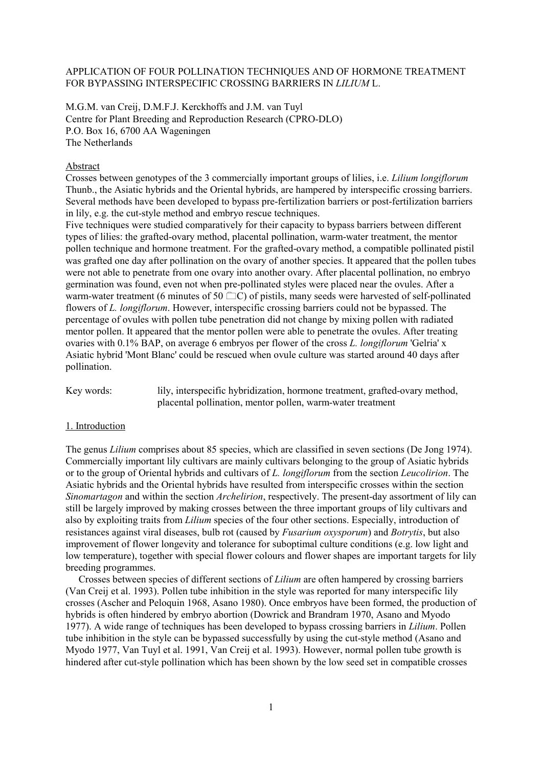# APPLICATION OF FOUR POLLINATION TECHNIQUES AND OF HORMONE TREATMENT FOR BYPASSING INTERSPECIFIC CROSSING BARRIERS IN *LILIUM* L.

M.G.M. van Creij, D.M.F.J. Kerckhoffs and J.M. van Tuyl
Centre for Plant Breeding and Reproduction Research (CPRO-DLO)
P.O. Box 16, 6700 AA Wageningen
The Netherlands

## Abstract

Crosses between genotypes of the 3 commercially important groups of lilies, i.e. *Lilium longiflorum* Thunb., the Asiatic hybrids and the Oriental hybrids, are hampered by interspecific crossing barriers. Several methods have been developed to bypass pre-fertilization barriers or post-fertilization barriers in lily, e.g. the cut-style method and embryo rescue techniques.

Five techniques were studied comparatively for their capacity to bypass barriers between different types of lilies: the grafted-ovary method, placental pollination, warm-water treatment, the mentor pollen technique and hormone treatment. For the grafted-ovary method, a compatible pollinated pistil was grafted one day after pollination on the ovary of another species. It appeared that the pollen tubes were not able to penetrate from one ovary into another ovary. After placental pollination, no embryo germination was found, even not when pre-pollinated styles were placed near the ovules. After a warm-water treatment (6 minutes of 50 °C) of pistils, many seeds were harvested of self-pollinated flowers of *L. longiflorum*. However, interspecific crossing barriers could not be bypassed. The percentage of ovules with pollen tube penetration did not change by mixing pollen with radiated mentor pollen. It appeared that the mentor pollen were able to penetrate the ovules. After treating ovaries with 0.1% BAP, on average 6 embryos per flower of the cross *L. longiflorum* 'Gelria' x Asiatic hybrid 'Mont Blanc' could be rescued when ovule culture was started around 40 days after pollination.

Key words: lily, interspecific hybridization, hormone treatment, grafted-ovary method, placental pollination, mentor pollen, warm-water treatment

## 1. Introduction

The genus *Lilium* comprises about 85 species, which are classified in seven sections (De Jong 1974). Commercially important lily cultivars are mainly cultivars belonging to the group of Asiatic hybrids or to the group of Oriental hybrids and cultivars of *L. longiflorum* from the section *Leucolirion*. The Asiatic hybrids and the Oriental hybrids have resulted from interspecific crosses within the section *Sinomartagon* and within the section *Archelirion*, respectively. The present-day assortment of lily can still be largely improved by making crosses between the three important groups of lily cultivars and also by exploiting traits from *Lilium* species of the four other sections. Especially, introduction of resistances against viral diseases, bulb rot (caused by *Fusarium oxysporum*) and *Botrytis*, but also improvement of flower longevity and tolerance for suboptimal culture conditions (e.g. low light and low temperature), together with special flower colours and flower shapes are important targets for lily breeding programmes.

Crosses between species of different sections of *Lilium* are often hampered by crossing barriers (Van Creij et al. 1993). Pollen tube inhibition in the style was reported for many interspecific lily crosses (Ascher and Peloquin 1968, Asano 1980). Once embryos have been formed, the production of hybrids is often hindered by embryo abortion (Dowrick and Brandram 1970, Asano and Myodo 1977). A wide range of techniques has been developed to bypass crossing barriers in *Lilium*. Pollen tube inhibition in the style can be bypassed successfully by using the cut-style method (Asano and Myodo 1977, Van Tuyl et al. 1991, Van Creij et al. 1993). However, normal pollen tube growth is hindered after cut-style pollination which has been shown by the low seed set in compatible crosses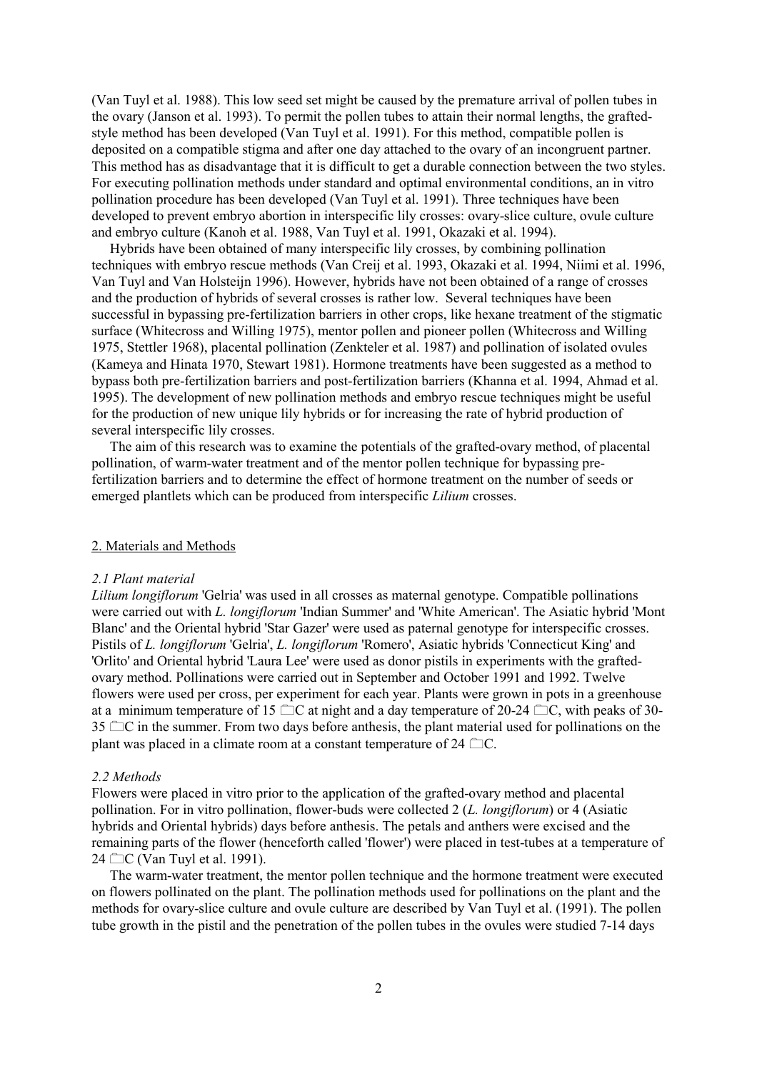(Van Tuyl et al. 1988). This low seed set might be caused by the premature arrival of pollen tubes in the ovary (Janson et al. 1993). To permit the pollen tubes to attain their normal lengths, the grafted-style method has been developed (Van Tuyl et al. 1991). For this method, compatible pollen is deposited on a compatible stigma and after one day attached to the ovary of an incongruent partner. This method has as disadvantage that it is difficult to get a durable connection between the two styles. For executing pollination methods under standard and optimal environmental conditions, an in vitro pollination procedure has been developed (Van Tuyl et al. 1991). Three techniques have been developed to prevent embryo abortion in interspecific lily crosses: ovary-slice culture, ovule culture and embryo culture (Kanoh et al. 1988, Van Tuyl et al. 1991, Okazaki et al. 1994).

Hybrids have been obtained of many interspecific lily crosses, by combining pollination techniques with embryo rescue methods (Van Creij et al. 1993, Okazaki et al. 1994, Niimi et al. 1996, Van Tuyl and Van Holsteijn 1996). However, hybrids have not been obtained of a range of crosses and the production of hybrids of several crosses is rather low. Several techniques have been successful in bypassing pre-fertilization barriers in other crops, like hexane treatment of the stigmatic surface (Whitecross and Willing 1975), mentor pollen and pioneer pollen (Whitecross and Willing 1975, Stettler 1968), placental pollination (Zenkteler et al. 1987) and pollination of isolated ovules (Kameya and Hinata 1970, Stewart 1981). Hormone treatments have been suggested as a method to bypass both pre-fertilization barriers and post-fertilization barriers (Khanna et al. 1994, Ahmad et al. 1995). The development of new pollination methods and embryo rescue techniques might be useful for the production of new unique lily hybrids or for increasing the rate of hybrid production of several interspecific lily crosses.

The aim of this research was to examine the potentials of the grafted-ovary method, of placental pollination, of warm-water treatment and of the mentor pollen technique for bypassing pre-fertilization barriers and to determine the effect of hormone treatment on the number of seeds or emerged plantlets which can be produced from interspecific *Lilium* crosses.

## 2. Materials and Methods

### *2.1 Plant material*

*Lilium longiflorum* 'Gelria' was used in all crosses as maternal genotype. Compatible pollinations were carried out with *L. longiflorum* 'Indian Summer' and 'White American'. The Asiatic hybrid 'Mont Blanc' and the Oriental hybrid 'Star Gazer' were used as paternal genotype for interspecific crosses. Pistils of *L. longiflorum* 'Gelria', *L. longiflorum* 'Romero', Asiatic hybrids 'Connecticut King' and 'Orlito' and Oriental hybrid 'Laura Lee' were used as donor pistils in experiments with the grafted-ovary method. Pollinations were carried out in September and October 1991 and 1992. Twelve flowers were used per cross, per experiment for each year. Plants were grown in pots in a greenhouse at a minimum temperature of 15 °C at night and a day temperature of 20-24 °C, with peaks of 30-35 °C in the summer. From two days before anthesis, the plant material used for pollinations on the plant was placed in a climate room at a constant temperature of 24 °C.

### *2.2 Methods*

Flowers were placed in vitro prior to the application of the grafted-ovary method and placental pollination. For in vitro pollination, flower-buds were collected 2 (*L. longiflorum*) or 4 (Asiatic hybrids and Oriental hybrids) days before anthesis. The petals and anthers were excised and the remaining parts of the flower (henceforth called 'flower') were placed in test-tubes at a temperature of 24 °C (Van Tuyl et al. 1991).

The warm-water treatment, the mentor pollen technique and the hormone treatment were executed on flowers pollinated on the plant. The pollination methods used for pollinations on the plant and the methods for ovary-slice culture and ovule culture are described by Van Tuyl et al. (1991). The pollen tube growth in the pistil and the penetration of the pollen tubes in the ovules were studied 7-14 days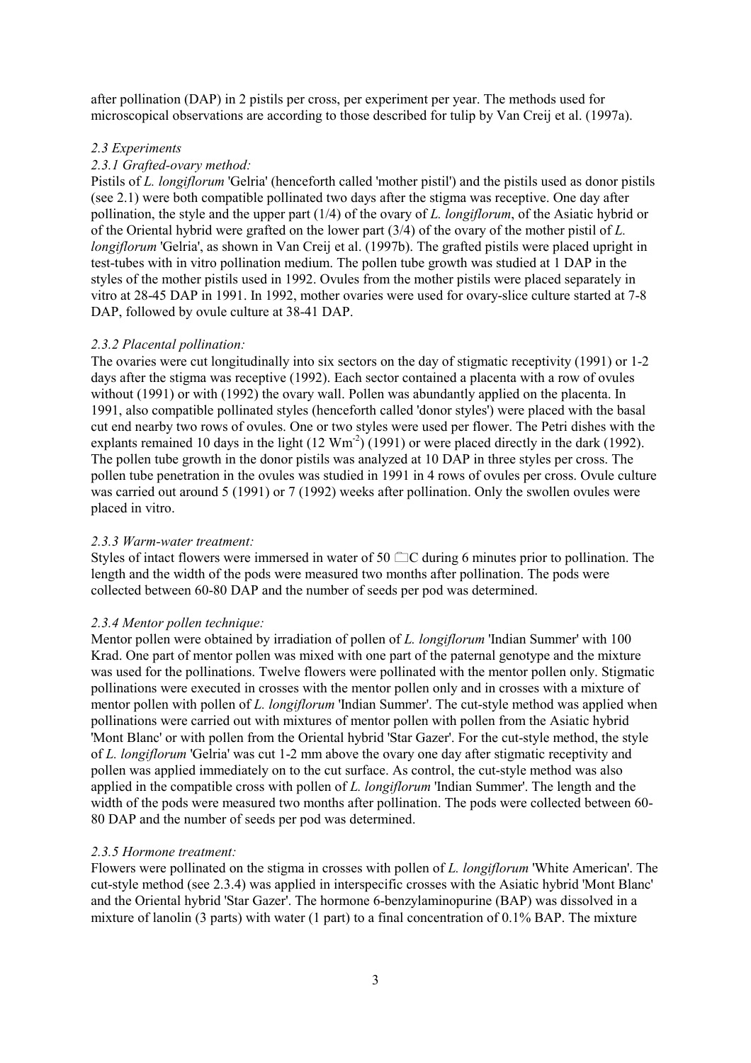after pollination (DAP) in 2 pistils per cross, per experiment per year. The methods used for microscopical observations are according to those described for tulip by Van Creij et al. (1997a).

### *2.3 Experiments*

#### *2.3.1 Grafted-ovary method:*

Pistils of *L. longiflorum* 'Gelria' (henceforth called 'mother pistil') and the pistils used as donor pistils (see 2.1) were both compatible pollinated two days after the stigma was receptive. One day after pollination, the style and the upper part (1/4) of the ovary of *L. longiflorum*, of the Asiatic hybrid or of the Oriental hybrid were grafted on the lower part (3/4) of the ovary of the mother pistil of *L. longiflorum* 'Gelria', as shown in Van Creij et al. (1997b). The grafted pistils were placed upright in test-tubes with in vitro pollination medium. The pollen tube growth was studied at 1 DAP in the styles of the mother pistils used in 1992. Ovules from the mother pistils were placed separately in vitro at 28-45 DAP in 1991. In 1992, mother ovaries were used for ovary-slice culture started at 7-8 DAP, followed by ovule culture at 38-41 DAP.

#### *2.3.2 Placental pollination:*

The ovaries were cut longitudinally into six sectors on the day of stigmatic receptivity (1991) or 1-2 days after the stigma was receptive (1992). Each sector contained a placenta with a row of ovules without (1991) or with (1992) the ovary wall. Pollen was abundantly applied on the placenta. In 1991, also compatible pollinated styles (henceforth called 'donor styles') were placed with the basal cut end nearby two rows of ovules. One or two styles were used per flower. The Petri dishes with the explants remained 10 days in the light (12 $Wm^{-2}$) (1991) or were placed directly in the dark (1992). The pollen tube growth in the donor pistils was analyzed at 10 DAP in three styles per cross. The pollen tube penetration in the ovules was studied in 1991 in 4 rows of ovules per cross. Ovule culture was carried out around 5 (1991) or 7 (1992) weeks after pollination. Only the swollen ovules were placed in vitro.

#### *2.3.3 Warm-water treatment:*

Styles of intact flowers were immersed in water of 50 °C during 6 minutes prior to pollination. The length and the width of the pods were measured two months after pollination. The pods were collected between 60-80 DAP and the number of seeds per pod was determined.

#### *2.3.4 Mentor pollen technique:*

Mentor pollen were obtained by irradiation of pollen of *L. longiflorum* 'Indian Summer' with 100 Krad. One part of mentor pollen was mixed with one part of the paternal genotype and the mixture was used for the pollinations. Twelve flowers were pollinated with the mentor pollen only. Stigmatic pollinations were executed in crosses with the mentor pollen only and in crosses with a mixture of mentor pollen with pollen of *L. longiflorum* 'Indian Summer'. The cut-style method was applied when pollinations were carried out with mixtures of mentor pollen with pollen from the Asiatic hybrid 'Mont Blanc' or with pollen from the Oriental hybrid 'Star Gazer'. For the cut-style method, the style of *L. longiflorum* 'Gelria' was cut 1-2 mm above the ovary one day after stigmatic receptivity and pollen was applied immediately on to the cut surface. As control, the cut-style method was also applied in the compatible cross with pollen of *L. longiflorum* 'Indian Summer'. The length and the width of the pods were measured two months after pollination. The pods were collected between 60-80 DAP and the number of seeds per pod was determined.

#### *2.3.5 Hormone treatment:*

Flowers were pollinated on the stigma in crosses with pollen of *L. longiflorum* 'White American'. The cut-style method (see 2.3.4) was applied in interspecific crosses with the Asiatic hybrid 'Mont Blanc' and the Oriental hybrid 'Star Gazer'. The hormone 6-benzylaminopurine (BAP) was dissolved in a mixture of lanolin (3 parts) with water (1 part) to a final concentration of 0.1% BAP. The mixture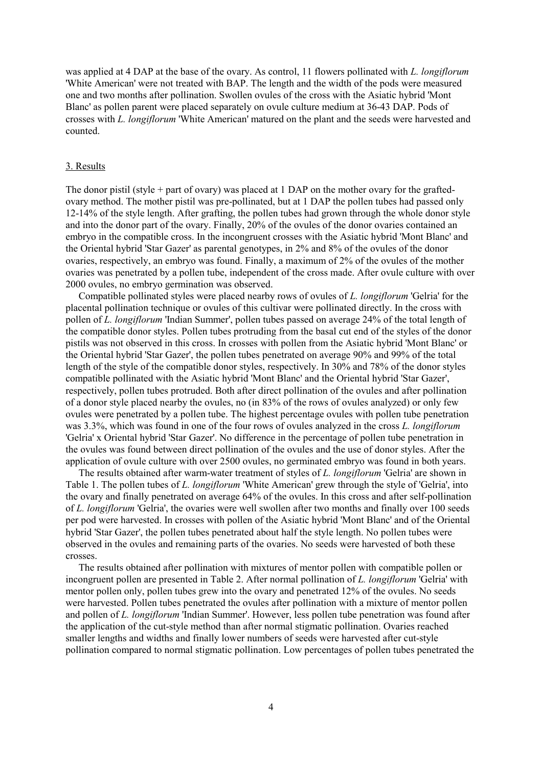was applied at 4 DAP at the base of the ovary. As control, 11 flowers pollinated with *L. longiflorum* 'White American' were not treated with BAP. The length and the width of the pods were measured one and two months after pollination. Swollen ovules of the cross with the Asiatic hybrid 'Mont Blanc' as pollen parent were placed separately on ovule culture medium at 36-43 DAP. Pods of crosses with *L. longiflorum* 'White American' matured on the plant and the seeds were harvested and counted.

## 3. Results

The donor pistil (style + part of ovary) was placed at 1 DAP on the mother ovary for the grafted-ovary method. The mother pistil was pre-pollinated, but at 1 DAP the pollen tubes had passed only 12-14% of the style length. After grafting, the pollen tubes had grown through the whole donor style and into the donor part of the ovary. Finally, 20% of the ovules of the donor ovaries contained an embryo in the compatible cross. In the incongruent crosses with the Asiatic hybrid 'Mont Blanc' and the Oriental hybrid 'Star Gazer' as parental genotypes, in 2% and 8% of the ovules of the donor ovaries, respectively, an embryo was found. Finally, a maximum of 2% of the ovules of the mother ovaries was penetrated by a pollen tube, independent of the cross made. After ovule culture with over 2000 ovules, no embryo germination was observed.

Compatible pollinated styles were placed nearby rows of ovules of *L. longiflorum* 'Gelria' for the placental pollination technique or ovules of this cultivar were pollinated directly. In the cross with pollen of *L. longiflorum* 'Indian Summer', pollen tubes passed on average 24% of the total length of the compatible donor styles. Pollen tubes protruding from the basal cut end of the styles of the donor pistils was not observed in this cross. In crosses with pollen from the Asiatic hybrid 'Mont Blanc' or the Oriental hybrid 'Star Gazer', the pollen tubes penetrated on average 90% and 99% of the total length of the style of the compatible donor styles, respectively. In 30% and 78% of the donor styles compatible pollinated with the Asiatic hybrid 'Mont Blanc' and the Oriental hybrid 'Star Gazer', respectively, pollen tubes protruded. Both after direct pollination of the ovules and after pollination of a donor style placed nearby the ovules, no (in 83% of the rows of ovules analyzed) or only few ovules were penetrated by a pollen tube. The highest percentage ovules with pollen tube penetration was 3.3%, which was found in one of the four rows of ovules analyzed in the cross *L. longiflorum* 'Gelria' x Oriental hybrid 'Star Gazer'. No difference in the percentage of pollen tube penetration in the ovules was found between direct pollination of the ovules and the use of donor styles. After the application of ovule culture with over 2500 ovules, no germinated embryo was found in both years.

The results obtained after warm-water treatment of styles of *L. longiflorum* 'Gelria' are shown in Table 1. The pollen tubes of *L. longiflorum* 'White American' grew through the style of 'Gelria', into the ovary and finally penetrated on average 64% of the ovules. In this cross and after self-pollination of *L. longiflorum* 'Gelria', the ovaries were well swollen after two months and finally over 100 seeds per pod were harvested. In crosses with pollen of the Asiatic hybrid 'Mont Blanc' and of the Oriental hybrid 'Star Gazer', the pollen tubes penetrated about half the style length. No pollen tubes were observed in the ovules and remaining parts of the ovaries. No seeds were harvested of both these crosses.

The results obtained after pollination with mixtures of mentor pollen with compatible pollen or incongruent pollen are presented in Table 2. After normal pollination of *L. longiflorum* 'Gelria' with mentor pollen only, pollen tubes grew into the ovary and penetrated 12% of the ovules. No seeds were harvested. Pollen tubes penetrated the ovules after pollination with a mixture of mentor pollen and pollen of *L. longiflorum* 'Indian Summer'. However, less pollen tube penetration was found after the application of the cut-style method than after normal stigmatic pollination. Ovaries reached smaller lengths and widths and finally lower numbers of seeds were harvested after cut-style pollination compared to normal stigmatic pollination. Low percentages of pollen tubes penetrated the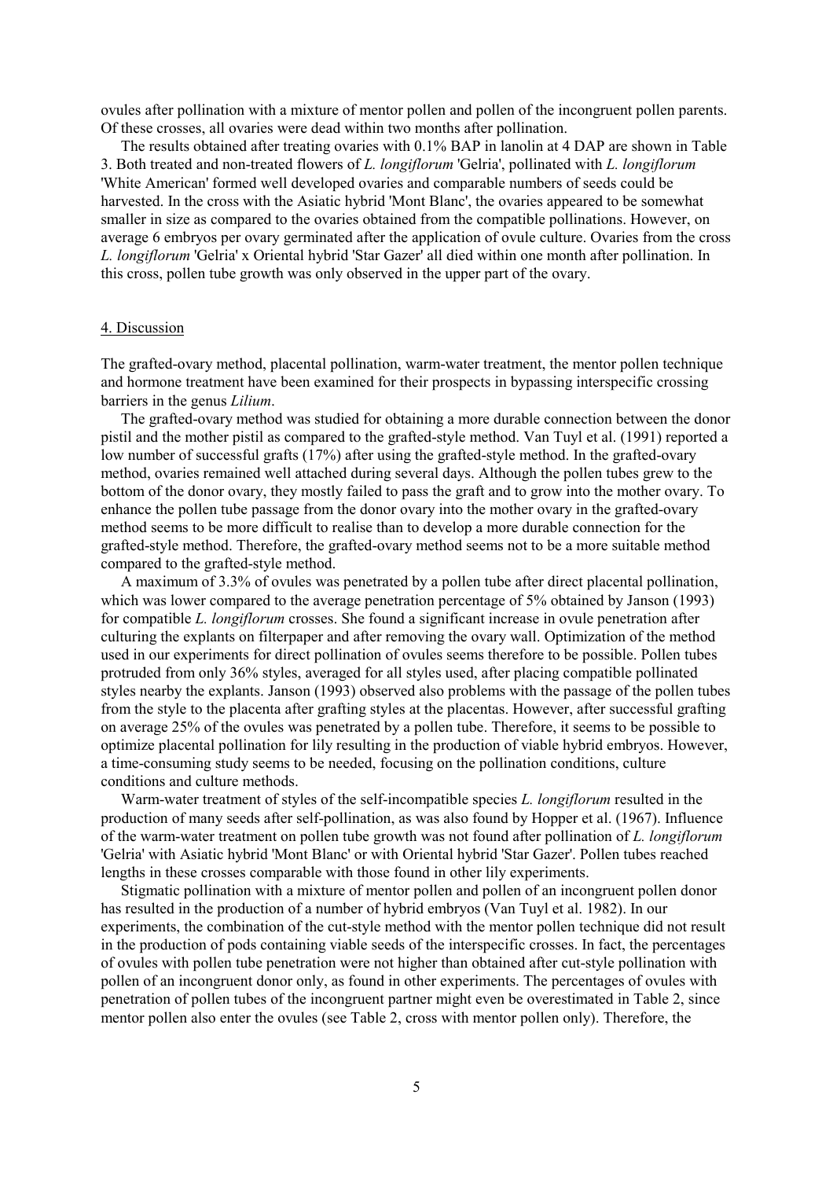ovules after pollination with a mixture of mentor pollen and pollen of the incongruent pollen parents. Of these crosses, all ovaries were dead within two months after pollination.

The results obtained after treating ovaries with 0.1% BAP in lanolin at 4 DAP are shown in Table 3. Both treated and non-treated flowers of *L. longiflorum* 'Gelria', pollinated with *L. longiflorum* 'White American' formed well developed ovaries and comparable numbers of seeds could be harvested. In the cross with the Asiatic hybrid 'Mont Blanc', the ovaries appeared to be somewhat smaller in size as compared to the ovaries obtained from the compatible pollinations. However, on average 6 embryos per ovary germinated after the application of ovule culture. Ovaries from the cross *L. longiflorum* 'Gelria' x Oriental hybrid 'Star Gazer' all died within one month after pollination. In this cross, pollen tube growth was only observed in the upper part of the ovary.

## 4. Discussion

The grafted-ovary method, placental pollination, warm-water treatment, the mentor pollen technique and hormone treatment have been examined for their prospects in bypassing interspecific crossing barriers in the genus *Lilium*.

The grafted-ovary method was studied for obtaining a more durable connection between the donor pistil and the mother pistil as compared to the grafted-style method. Van Tuyl et al. (1991) reported a low number of successful grafts (17%) after using the grafted-style method. In the grafted-ovary method, ovaries remained well attached during several days. Although the pollen tubes grew to the bottom of the donor ovary, they mostly failed to pass the graft and to grow into the mother ovary. To enhance the pollen tube passage from the donor ovary into the mother ovary in the grafted-ovary method seems to be more difficult to realise than to develop a more durable connection for the grafted-style method. Therefore, the grafted-ovary method seems not to be a more suitable method compared to the grafted-style method.

A maximum of 3.3% of ovules was penetrated by a pollen tube after direct placental pollination, which was lower compared to the average penetration percentage of 5% obtained by Janson (1993) for compatible *L. longiflorum* crosses. She found a significant increase in ovule penetration after culturing the explants on filterpaper and after removing the ovary wall. Optimization of the method used in our experiments for direct pollination of ovules seems therefore to be possible. Pollen tubes protruded from only 36% styles, averaged for all styles used, after placing compatible pollinated styles nearby the explants. Janson (1993) observed also problems with the passage of the pollen tubes from the style to the placenta after grafting styles at the placentas. However, after successful grafting on average 25% of the ovules was penetrated by a pollen tube. Therefore, it seems to be possible to optimize placental pollination for lily resulting in the production of viable hybrid embryos. However, a time-consuming study seems to be needed, focusing on the pollination conditions, culture conditions and culture methods.

Warm-water treatment of styles of the self-incompatible species *L. longiflorum* resulted in the production of many seeds after self-pollination, as was also found by Hopper et al. (1967). Influence of the warm-water treatment on pollen tube growth was not found after pollination of *L. longiflorum* 'Gelria' with Asiatic hybrid 'Mont Blanc' or with Oriental hybrid 'Star Gazer'. Pollen tubes reached lengths in these crosses comparable with those found in other lily experiments.

Stigmatic pollination with a mixture of mentor pollen and pollen of an incongruent pollen donor has resulted in the production of a number of hybrid embryos (Van Tuyl et al. 1982). In our experiments, the combination of the cut-style method with the mentor pollen technique did not result in the production of pods containing viable seeds of the interspecific crosses. In fact, the percentages of ovules with pollen tube penetration were not higher than obtained after cut-style pollination with pollen of an incongruent donor only, as found in other experiments. The percentages of ovules with penetration of pollen tubes of the incongruent partner might even be overestimated in Table 2, since mentor pollen also enter the ovules (see Table 2, cross with mentor pollen only). Therefore, the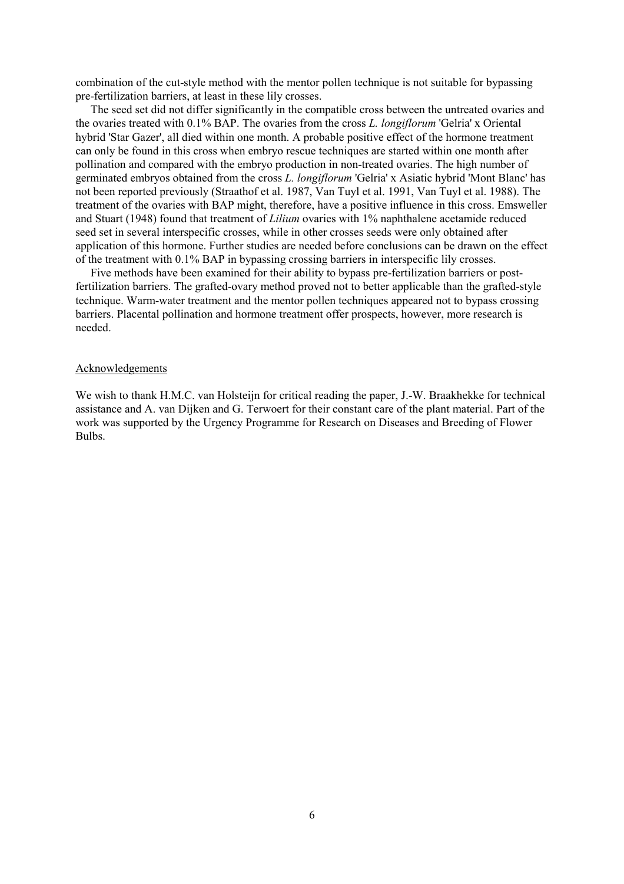combination of the cut-style method with the mentor pollen technique is not suitable for bypassing pre-fertilization barriers, at least in these lily crosses.

The seed set did not differ significantly in the compatible cross between the untreated ovaries and the ovaries treated with 0.1% BAP. The ovaries from the cross *L. longiflorum* 'Gelria' x Oriental hybrid 'Star Gazer', all died within one month. A probable positive effect of the hormone treatment can only be found in this cross when embryo rescue techniques are started within one month after pollination and compared with the embryo production in non-treated ovaries. The high number of germinated embryos obtained from the cross *L. longiflorum* 'Gelria' x Asiatic hybrid 'Mont Blanc' has not been reported previously (Straathof et al. 1987, Van Tuyl et al. 1991, Van Tuyl et al. 1988). The treatment of the ovaries with BAP might, therefore, have a positive influence in this cross. Emsweller and Stuart (1948) found that treatment of *Lilium* ovaries with 1% naphthalene acetamide reduced seed set in several interspecific crosses, while in other crosses seeds were only obtained after application of this hormone. Further studies are needed before conclusions can be drawn on the effect of the treatment with 0.1% BAP in bypassing crossing barriers in interspecific lily crosses.

Five methods have been examined for their ability to bypass pre-fertilization barriers or post-fertilization barriers. The grafted-ovary method proved not to better applicable than the grafted-style technique. Warm-water treatment and the mentor pollen techniques appeared not to bypass crossing barriers. Placental pollination and hormone treatment offer prospects, however, more research is needed.

## Acknowledgements

We wish to thank H.M.C. van Holsteijn for critical reading the paper, J.-W. Braakhekke for technical assistance and A. van Dijken and G. Terwoert for their constant care of the plant material. Part of the work was supported by the Urgency Programme for Research on Diseases and Breeding of Flower Bulbs.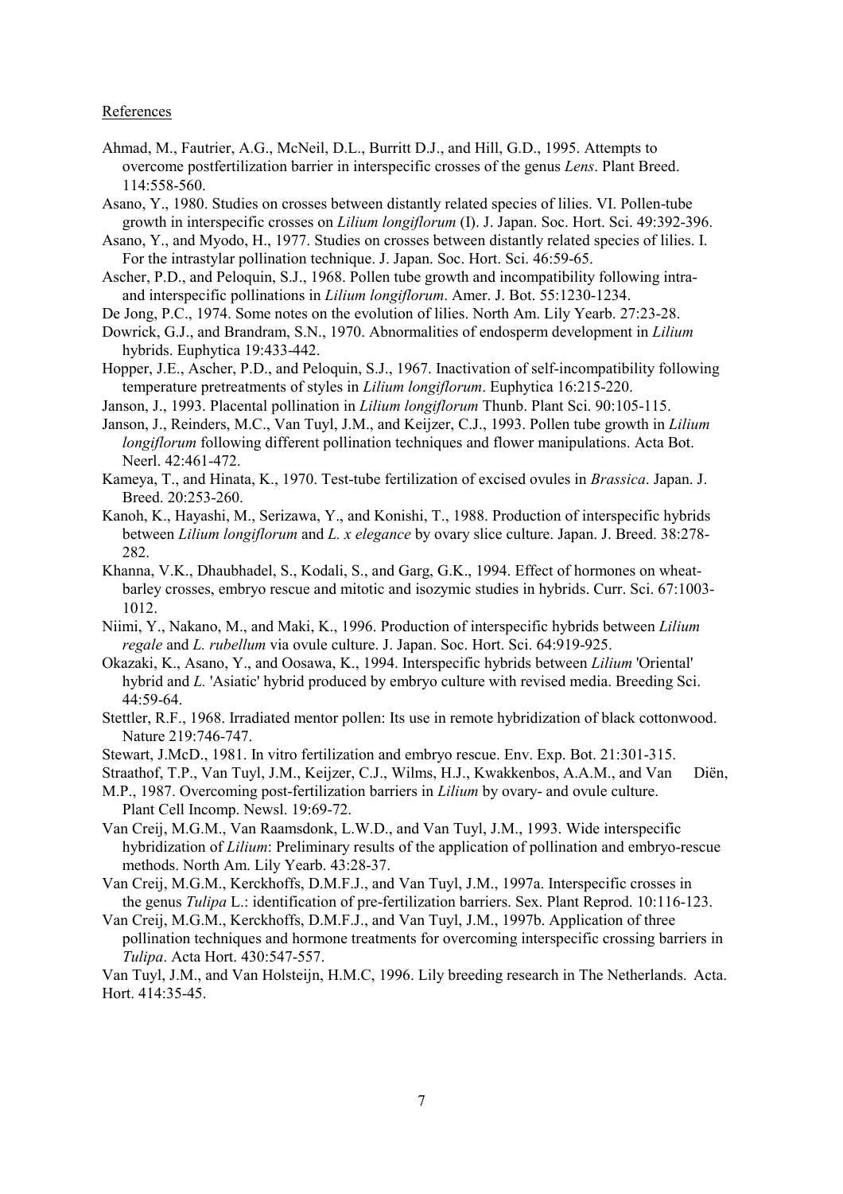References

Ahmad, M., Fautrier, A.G., McNeil, D.L., Burritt D.J., and Hill, G.D., 1995. Attempts to overcome postfertilization barrier in interspecific crosses of the genus *Lens*. Plant Breed. 114:558-560.

Asano, Y., 1980. Studies on crosses between distantly related species of lilies. VI. Pollen-tube growth in interspecific crosses on *Lilium longiflorum* (I). J. Japan. Soc. Hort. Sci. 49:392-396.

Asano, Y., and Myodo, H., 1977. Studies on crosses between distantly related species of lilies. I. For the intrastylar pollination technique. J. Japan. Soc. Hort. Sci. 46:59-65.

Ascher, P.D., and Peloquin, S.J., 1968. Pollen tube growth and incompatibility following intra- and interspecific pollinations in *Lilium longiflorum*. Amer. J. Bot. 55:1230-1234.

De Jong, P.C., 1974. Some notes on the evolution of lilies. North Am. Lily Yearb. 27:23-28.

Dowrick, G.J., and Brandram, S.N., 1970. Abnormalities of endosperm development in *Lilium* hybrids. Euphytica 19:433-442.

Hopper, J.E., Ascher, P.D., and Peloquin, S.J., 1967. Inactivation of self-incompatibility following temperature pretreatments of styles in *Lilium longiflorum*. Euphytica 16:215-220.

Janson, J., 1993. Placental pollination in *Lilium longiflorum* Thunb. Plant Sci. 90:105-115.

Janson, J., Reinders, M.C., Van Tuyl, J.M., and Keijzer, C.J., 1993. Pollen tube growth in *Lilium longiflorum* following different pollination techniques and flower manipulations. Acta Bot. Neerl. 42:461-472.

Kameya, T., and Hinata, K., 1970. Test-tube fertilization of excised ovules in *Brassica*. Japan. J. Breed. 20:253-260.

Kanoh, K., Hayashi, M., Serizawa, Y., and Konishi, T., 1988. Production of interspecific hybrids between *Lilium longiflorum* and *L. x elegance* by ovary slice culture. Japan. J. Breed. 38:278-282.

Khanna, V.K., Dhaubhadel, S., Kodali, S., and Garg, G.K., 1994. Effect of hormones on wheat-barley crosses, embryo rescue and mitotic and isozymic studies in hybrids. Curr. Sci. 67:1003-1012.

Niimi, Y., Nakano, M., and Maki, K., 1996. Production of interspecific hybrids between *Lilium regale* and *L. rubellum* via ovule culture. J. Japan. Soc. Hort. Sci. 64:919-925.

Okazaki, K., Asano, Y., and Oosawa, K., 1994. Interspecific hybrids between *Lilium* 'Oriental' hybrid and *L.* 'Asiatic' hybrid produced by embryo culture with revised media. Breeding Sci. 44:59-64.

Stettler, R.F., 1968. Irradiated mentor pollen: Its use in remote hybridization of black cottonwood. Nature 219:746-747.

Stewart, J.McD., 1981. In vitro fertilization and embryo rescue. Env. Exp. Bot. 21:301-315.

Straathof, T.P., Van Tuyl, J.M., Keijzer, C.J., Wilms, H.J., Kwakkenbos, A.A.M., and Van Diën, M.P., 1987. Overcoming post-fertilization barriers in *Lilium* by ovary- and ovule culture. Plant Cell Incomp. Newsl. 19:69-72.

Van Creij, M.G.M., Van Raamsdonk, L.W.D., and Van Tuyl, J.M., 1993. Wide interspecific hybridization of *Lilium*: Preliminary results of the application of pollination and embryo-rescue methods. North Am. Lily Yearb. 43:28-37.

Van Creij, M.G.M., Kerckhoffs, D.M.F.J., and Van Tuyl, J.M., 1997a. Interspecific crosses in the genus *Tulipa* L.: identification of pre-fertilization barriers. Sex. Plant Reprod. 10:116-123.

Van Creij, M.G.M., Kerckhoffs, D.M.F.J., and Van Tuyl, J.M., 1997b. Application of three pollination techniques and hormone treatments for overcoming interspecific crossing barriers in *Tulipa*. Acta Hort. 430:547-557.

Van Tuyl, J.M., and Van Holsteijn, H.M.C, 1996. Lily breeding research in The Netherlands. Acta. Hort. 414:35-45.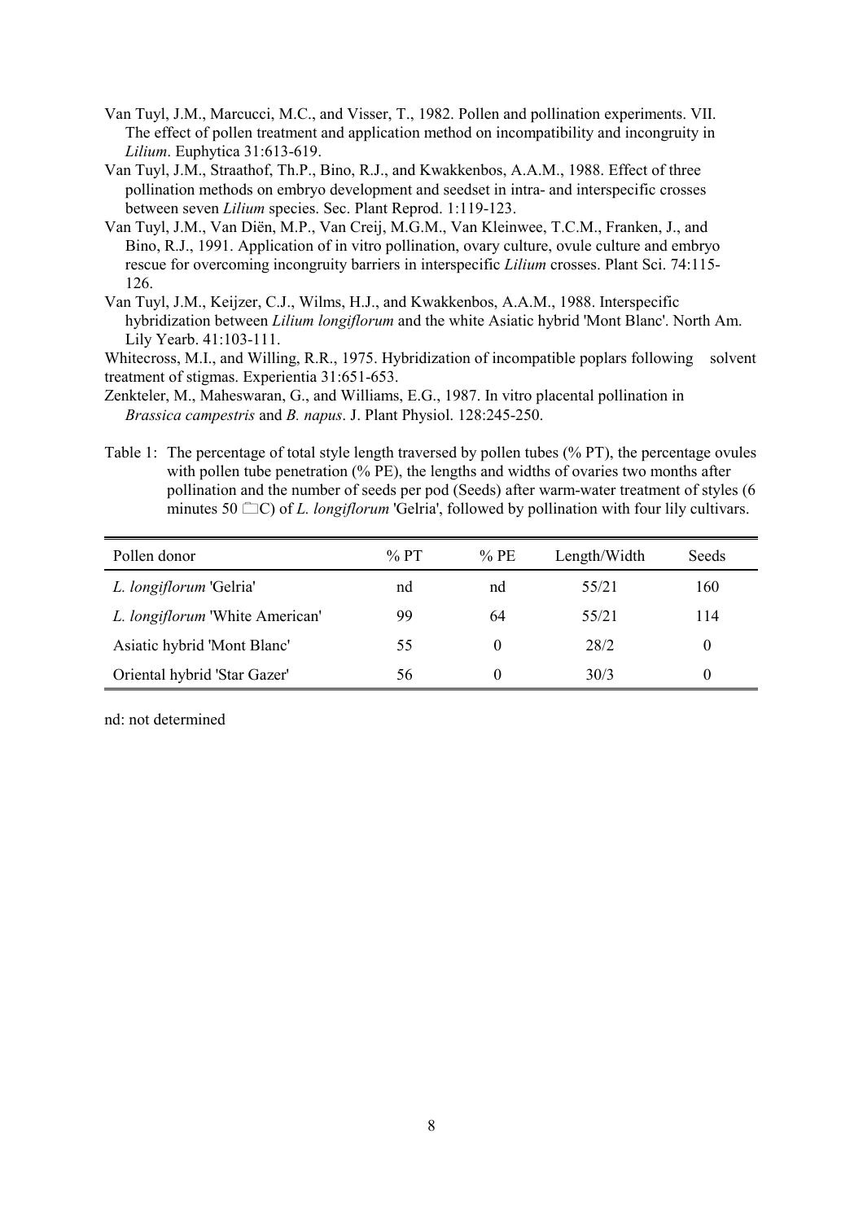Van Tuyl, J.M., Marcucci, M.C., and Visser, T., 1982. Pollen and pollination experiments. VII. The effect of pollen treatment and application method on incompatibility and incongruity in *Lilium*. Euphytica 31:613-619.

Van Tuyl, J.M., Straathof, Th.P., Bino, R.J., and Kwakkenbos, A.A.M., 1988. Effect of three pollination methods on embryo development and seedset in intra- and interspecific crosses between seven *Lilium* species. Sec. Plant Reprod. 1:119-123.

Van Tuyl, J.M., Van Diën, M.P., Van Creij, M.G.M., Van Kleinwee, T.C.M., Franken, J., and Bino, R.J., 1991. Application of in vitro pollination, ovary culture, ovule culture and embryo rescue for overcoming incongruity barriers in interspecific *Lilium* crosses. Plant Sci. 74:115-126.

Van Tuyl, J.M., Keijzer, C.J., Wilms, H.J., and Kwakkenbos, A.A.M., 1988. Interspecific hybridization between *Lilium longiflorum* and the white Asiatic hybrid 'Mont Blanc'. North Am. Lily Yearb. 41:103-111.

Whitecross, M.I., and Willing, R.R., 1975. Hybridization of incompatible poplars following solvent treatment of stigmas. Experientia 31:651-653.

Zenkteler, M., Maheswaran, G., and Williams, E.G., 1987. In vitro placental pollination in *Brassica campestris* and *B. napus*. J. Plant Physiol. 128:245-250.

Table 1: The percentage of total style length traversed by pollen tubes (% PT), the percentage ovules with pollen tube penetration (% PE), the lengths and widths of ovaries two months after pollination and the number of seeds per pod (Seeds) after warm-water treatment of styles (6 minutes 50 °C) of *L. longiflorum* 'Gelria', followed by pollination with four lily cultivars.

| Pollen donor | % PT | % PE | Length/Width | Seeds |
|---|---|---|---|---|
| *L. longiflorum* 'Gelria' | nd | nd | 55/21 | 160 |
| *L. longiflorum* 'White American' | 99 | 64 | 55/21 | 114 |
| Asiatic hybrid 'Mont Blanc' | 55 | 0 | 28/2 | 0 |
| Oriental hybrid 'Star Gazer' | 56 | 0 | 30/3 | 0 |

nd: not determined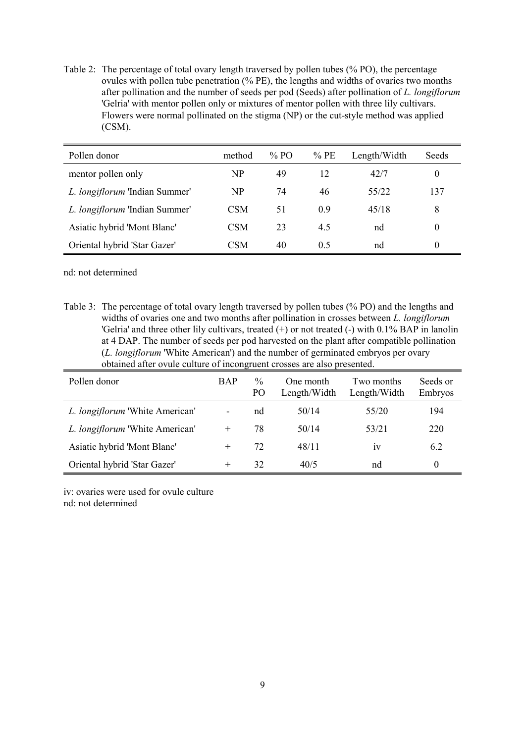Table 2: The percentage of total ovary length traversed by pollen tubes (% PO), the percentage ovules with pollen tube penetration (% PE), the lengths and widths of ovaries two months after pollination and the number of seeds per pod (Seeds) after pollination of *L. longiflorum* 'Gelria' with mentor pollen only or mixtures of mentor pollen with three lily cultivars. Flowers were normal pollinated on the stigma (NP) or the cut-style method was applied (CSM).

| Pollen donor | method | % PO | % PE | Length/Width | Seeds |
|---|---|---|---|---|---|
| mentor pollen only | NP | 49 | 12 | 42/7 | 0 |
| *L. longiflorum* 'Indian Summer' | NP | 74 | 46 | 55/22 | 137 |
| *L. longiflorum* 'Indian Summer' | CSM | 51 | 0.9 | 45/18 | 8 |
| Asiatic hybrid 'Mont Blanc' | CSM | 23 | 4.5 | nd | 0 |
| Oriental hybrid 'Star Gazer' | CSM | 40 | 0.5 | nd | 0 |

nd: not determined

Table 3: The percentage of total ovary length traversed by pollen tubes (% PO) and the lengths and widths of ovaries one and two months after pollination in crosses between *L. longiflorum* 'Gelria' and three other lily cultivars, treated (+) or not treated (-) with 0.1% BAP in lanolin at 4 DAP. The number of seeds per pod harvested on the plant after compatible pollination (*L. longiflorum* 'White American') and the number of germinated embryos per ovary obtained after ovule culture of incongruent crosses are also presented.

| Pollen donor | BAP | % PO | One month Length/Width | Two months Length/Width | Seeds or Embryos |
|---|---|---|---|---|---|
| *L. longiflorum* 'White American' | - | nd | 50/14 | 55/20 | 194 |
| *L. longiflorum* 'White American' | + | 78 | 50/14 | 53/21 | 220 |
| Asiatic hybrid 'Mont Blanc' | + | 72 | 48/11 | iv | 6.2 |
| Oriental hybrid 'Star Gazer' | + | 32 | 40/5 | nd | 0 |

iv: ovaries were used for ovule culture
nd: not determined